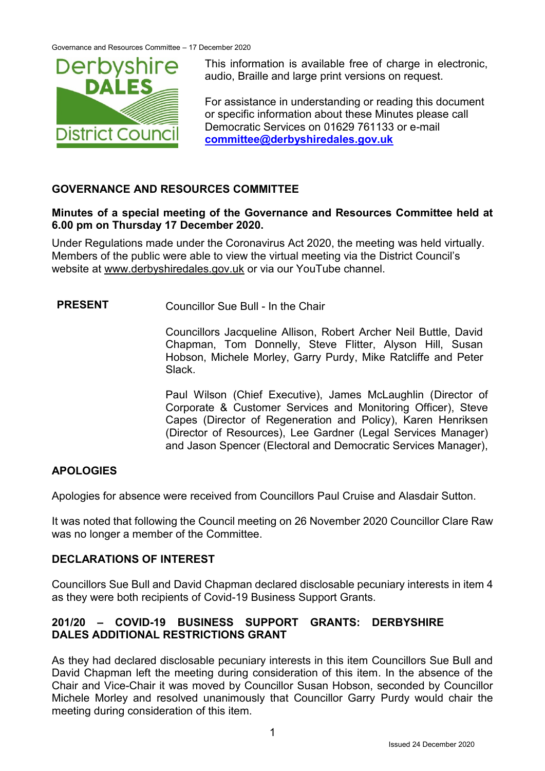This information is available free of charge in electronic, audio, Braille and large print versions on request.

For assistance in understanding or reading this document or specific information about these Minutes please call Democratic Services on 01629 761133 or e-mail **committee@derbyshiredales.gov.uk**

## GOVERNANCE AND RESOURCES COMMITTEE

**Minutes of a special meeting of the Governance and Resources Committee held at 6.00 pm on Thursday 17 December 2020.**

Under Regulations made under the Coronavirus Act 2020, the meeting was held virtually. Members of the public were able to view the virtual meeting via the District Council's website at www.derbyshiredales.gov.uk or via our YouTube channel.

**PRESENT**

Councillor Sue Bull - In the Chair

Councillors Jacqueline Allison, Robert Archer Neil Buttle, David Chapman, Tom Donnelly, Steve Flitter, Alyson Hill, Susan Hobson, Michele Morley, Garry Purdy, Mike Ratcliffe and Peter Slack.

Paul Wilson (Chief Executive), James McLaughlin (Director of Corporate & Customer Services and Monitoring Officer), Steve Capes (Director of Regeneration and Policy), Karen Henriksen (Director of Resources), Lee Gardner (Legal Services Manager) and Jason Spencer (Electoral and Democratic Services Manager),

### APOLOGIES

Apologies for absence were received from Councillors Paul Cruise and Alasdair Sutton.

It was noted that following the Council meeting on 26 November 2020 Councillor Clare Raw was no longer a member of the Committee.

### DECLARATIONS OF INTEREST

Councillors Sue Bull and David Chapman declared disclosable pecuniary interests in item 4 as they were both recipients of Covid-19 Business Support Grants.

### 201/20 – COVID-19 BUSINESS SUPPORT GRANTS: DERBYSHIRE DALES ADDITIONAL RESTRICTIONS GRANT

As they had declared disclosable pecuniary interests in this item Councillors Sue Bull and David Chapman left the meeting during consideration of this item. In the absence of the Chair and Vice-Chair it was moved by Councillor Susan Hobson, seconded by Councillor Michele Morley and resolved unanimously that Councillor Garry Purdy would chair the meeting during consideration of this item.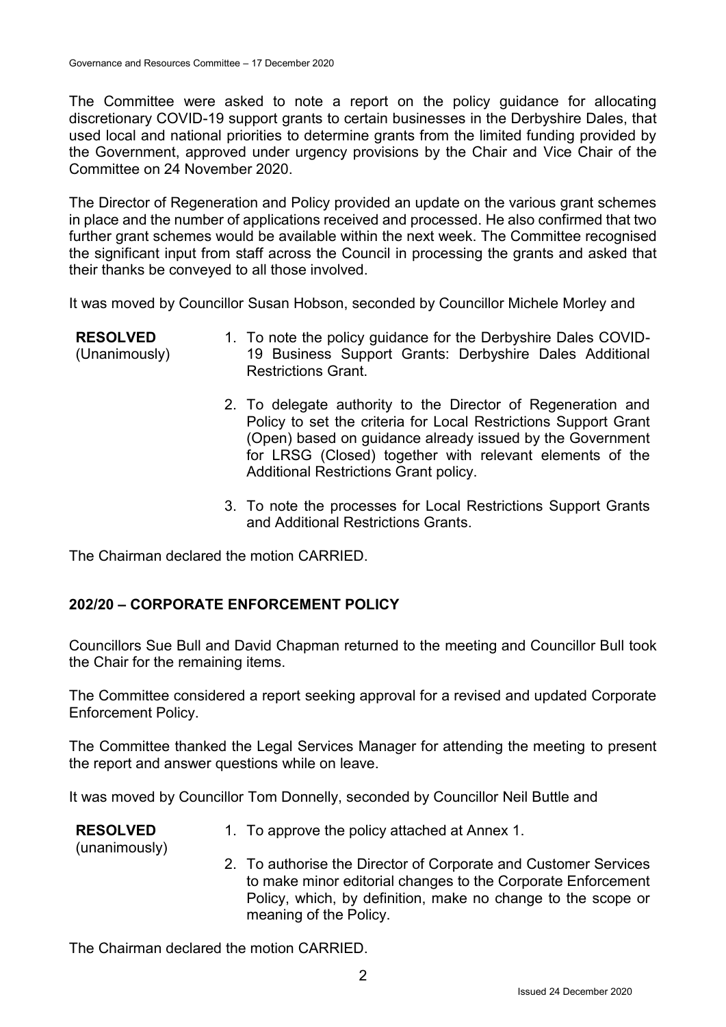The Committee were asked to note a report on the policy guidance for allocating discretionary COVID-19 support grants to certain businesses in the Derbyshire Dales, that used local and national priorities to determine grants from the limited funding provided by the Government, approved under urgency provisions by the Chair and Vice Chair of the Committee on 24 November 2020.

The Director of Regeneration and Policy provided an update on the various grant schemes in place and the number of applications received and processed. He also confirmed that two further grant schemes would be available within the next week. The Committee recognised the significant input from staff across the Council in processing the grants and asked that their thanks be conveyed to all those involved.

It was moved by Councillor Susan Hobson, seconded by Councillor Michele Morley and

**RESOLVED** (Unanimously)

1. To note the policy guidance for the Derbyshire Dales COVID-19 Business Support Grants: Derbyshire Dales Additional Restrictions Grant.
2. To delegate authority to the Director of Regeneration and Policy to set the criteria for Local Restrictions Support Grant (Open) based on guidance already issued by the Government for LRSG (Closed) together with relevant elements of the Additional Restrictions Grant policy.
3. To note the processes for Local Restrictions Support Grants and Additional Restrictions Grants.

The Chairman declared the motion CARRIED.

## 202/20 – CORPORATE ENFORCEMENT POLICY

Councillors Sue Bull and David Chapman returned to the meeting and Councillor Bull took the Chair for the remaining items.

The Committee considered a report seeking approval for a revised and updated Corporate Enforcement Policy.

The Committee thanked the Legal Services Manager for attending the meeting to present the report and answer questions while on leave.

It was moved by Councillor Tom Donnelly, seconded by Councillor Neil Buttle and

**RESOLVED** (unanimously)

1. To approve the policy attached at Annex 1.
2. To authorise the Director of Corporate and Customer Services to make minor editorial changes to the Corporate Enforcement Policy, which, by definition, make no change to the scope or meaning of the Policy.

The Chairman declared the motion CARRIED.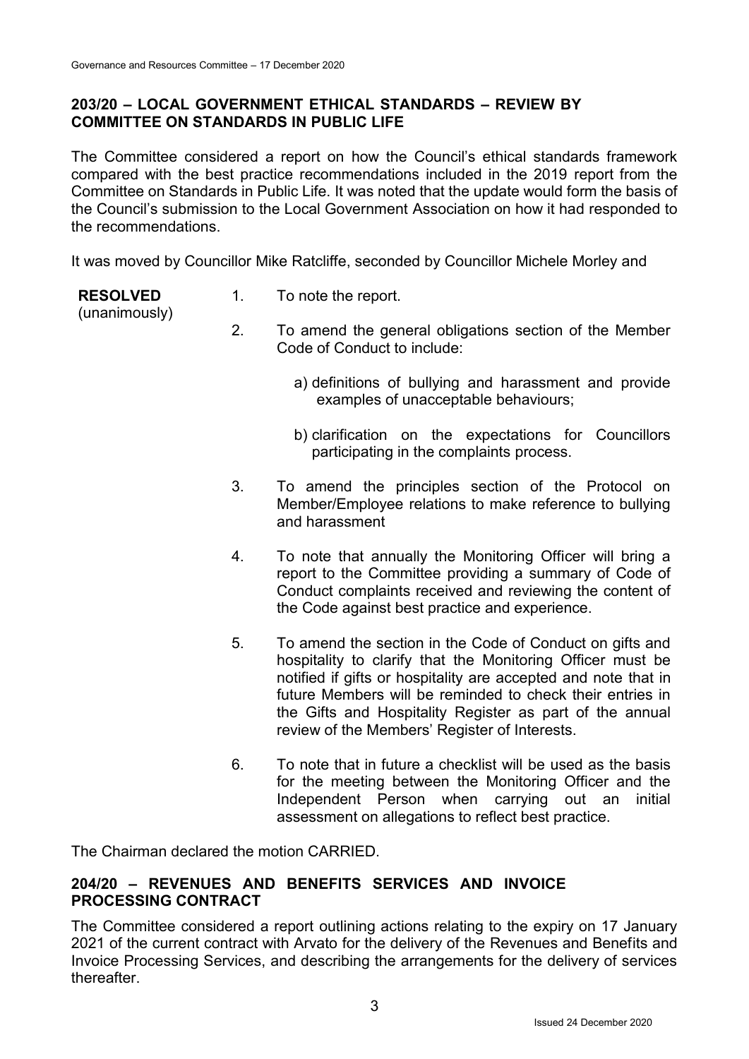## 203/20 – LOCAL GOVERNMENT ETHICAL STANDARDS – REVIEW BY COMMITTEE ON STANDARDS IN PUBLIC LIFE

The Committee considered a report on how the Council's ethical standards framework compared with the best practice recommendations included in the 2019 report from the Committee on Standards in Public Life. It was noted that the update would form the basis of the Council's submission to the Local Government Association on how it had responded to the recommendations.

It was moved by Councillor Mike Ratcliffe, seconded by Councillor Michele Morley and

**RESOLVED** (unanimously)

1. To note the report.
2. To amend the general obligations section of the Member Code of Conduct to include:
   a) definitions of bullying and harassment and provide examples of unacceptable behaviours;
   b) clarification on the expectations for Councillors participating in the complaints process.
3. To amend the principles section of the Protocol on Member/Employee relations to make reference to bullying and harassment
4. To note that annually the Monitoring Officer will bring a report to the Committee providing a summary of Code of Conduct complaints received and reviewing the content of the Code against best practice and experience.
5. To amend the section in the Code of Conduct on gifts and hospitality to clarify that the Monitoring Officer must be notified if gifts or hospitality are accepted and note that in future Members will be reminded to check their entries in the Gifts and Hospitality Register as part of the annual review of the Members' Register of Interests.
6. To note that in future a checklist will be used as the basis for the meeting between the Monitoring Officer and the Independent Person when carrying out an initial assessment on allegations to reflect best practice.

The Chairman declared the motion CARRIED.

## 204/20 – REVENUES AND BENEFITS SERVICES AND INVOICE PROCESSING CONTRACT

The Committee considered a report outlining actions relating to the expiry on 17 January 2021 of the current contract with Arvato for the delivery of the Revenues and Benefits and Invoice Processing Services, and describing the arrangements for the delivery of services thereafter.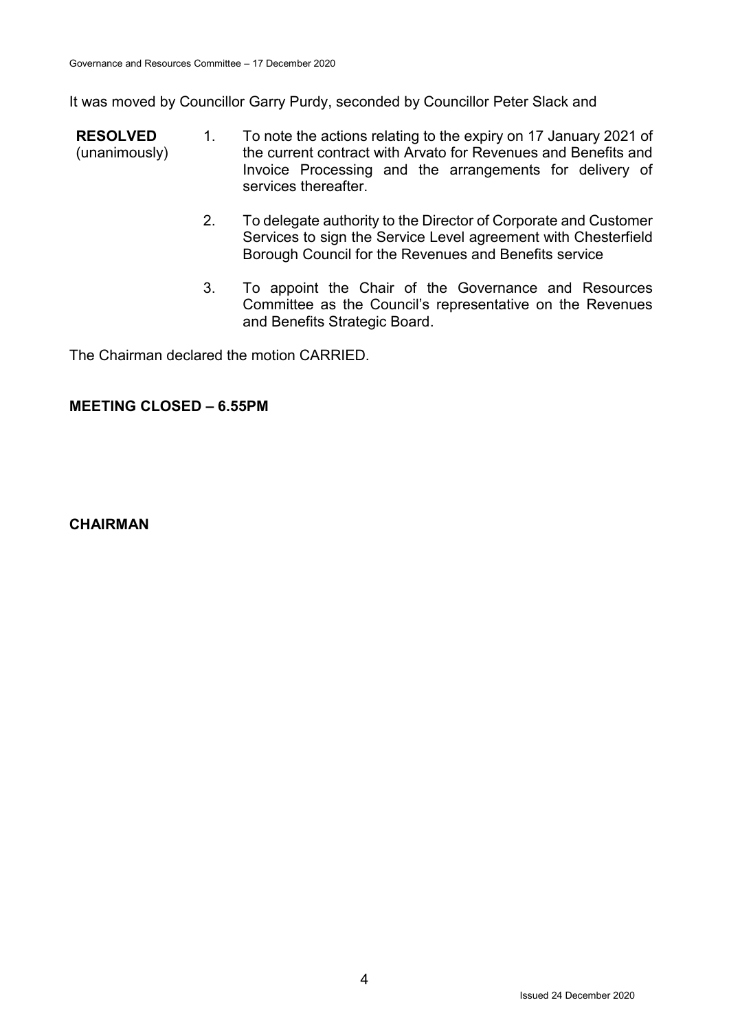It was moved by Councillor Garry Purdy, seconded by Councillor Peter Slack and

**RESOLVED** (unanimously)

1. To note the actions relating to the expiry on 17 January 2021 of the current contract with Arvato for Revenues and Benefits and Invoice Processing and the arrangements for delivery of services thereafter.

2. To delegate authority to the Director of Corporate and Customer Services to sign the Service Level agreement with Chesterfield Borough Council for the Revenues and Benefits service

3. To appoint the Chair of the Governance and Resources Committee as the Council's representative on the Revenues and Benefits Strategic Board.

The Chairman declared the motion CARRIED.

**MEETING CLOSED – 6.55PM**

**CHAIRMAN**